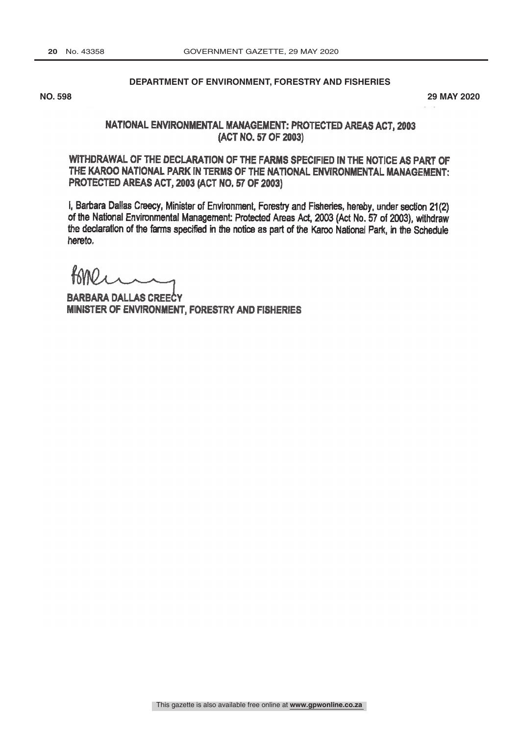**DEPARTMENT OF ENVIRONMENT, FORESTRY AND FISHERIES**

**NO. 598** **29 MAY 2020**

## NATIONAL ENVIRONMENTAL MANAGEMENT: PROTECTED AREAS ACT, 2003 (ACT NO. 57 OF 2003)

## WITHDRAWAL OF THE DECLARATION OF THE FARMS SPECIFIED IN THE NOTICE AS PART OF THE KAROO NATIONAL PARK IN TERMS OF THE NATIONAL ENVIRONMENTAL MANAGEMENT: PROTECTED AREAS ACT, 2003 (ACT NO. 57 OF 2003)

I, Barbara Dallas Creecy, Minister of Environment, Forestry and Fisheries, hereby, under section 21(2) of the National Environmental Management: Protected Areas Act, 2003 (Act No. 57 of 2003), withdraw the declaration of the farms specified in the notice as part of the Karoo National Park, in the Schedule hereto.

**BARBARA DALLAS CREECY**
**MINISTER OF ENVIRONMENT, FORESTRY AND FISHERIES**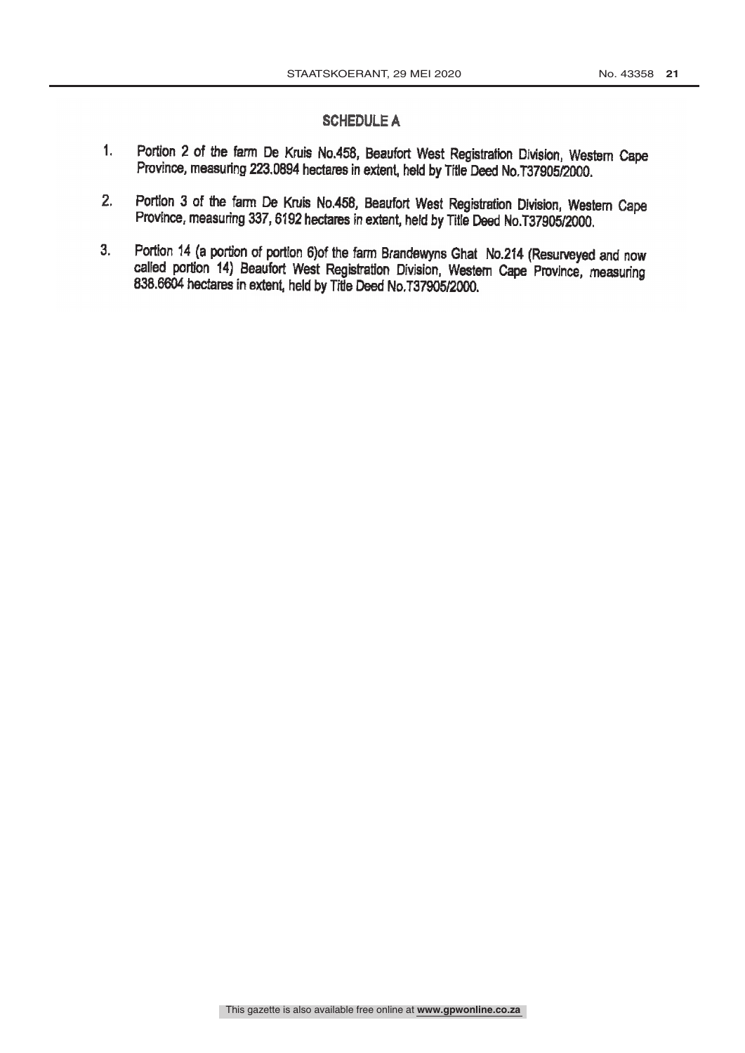## SCHEDULE A

1. Portion 2 of the farm De Kruis No.458, Beaufort West Registration Division, Western Cape Province, measuring 223.0894 hectares in extent, held by Title Deed No.T37905/2000.

2. Portion 3 of the farm De Kruis No.458, Beaufort West Registration Division, Western Cape Province, measuring 337, 6192 hectares in extent, held by Title Deed No.T37905/2000.

3. Portion 14 (a portion of portion 6)of the farm Brandewyns Ghat No.214 (Resurveyed and now called portion 14) Beaufort West Registration Division, Western Cape Province, measuring 838.6604 hectares in extent, held by Title Deed No.T37905/2000.